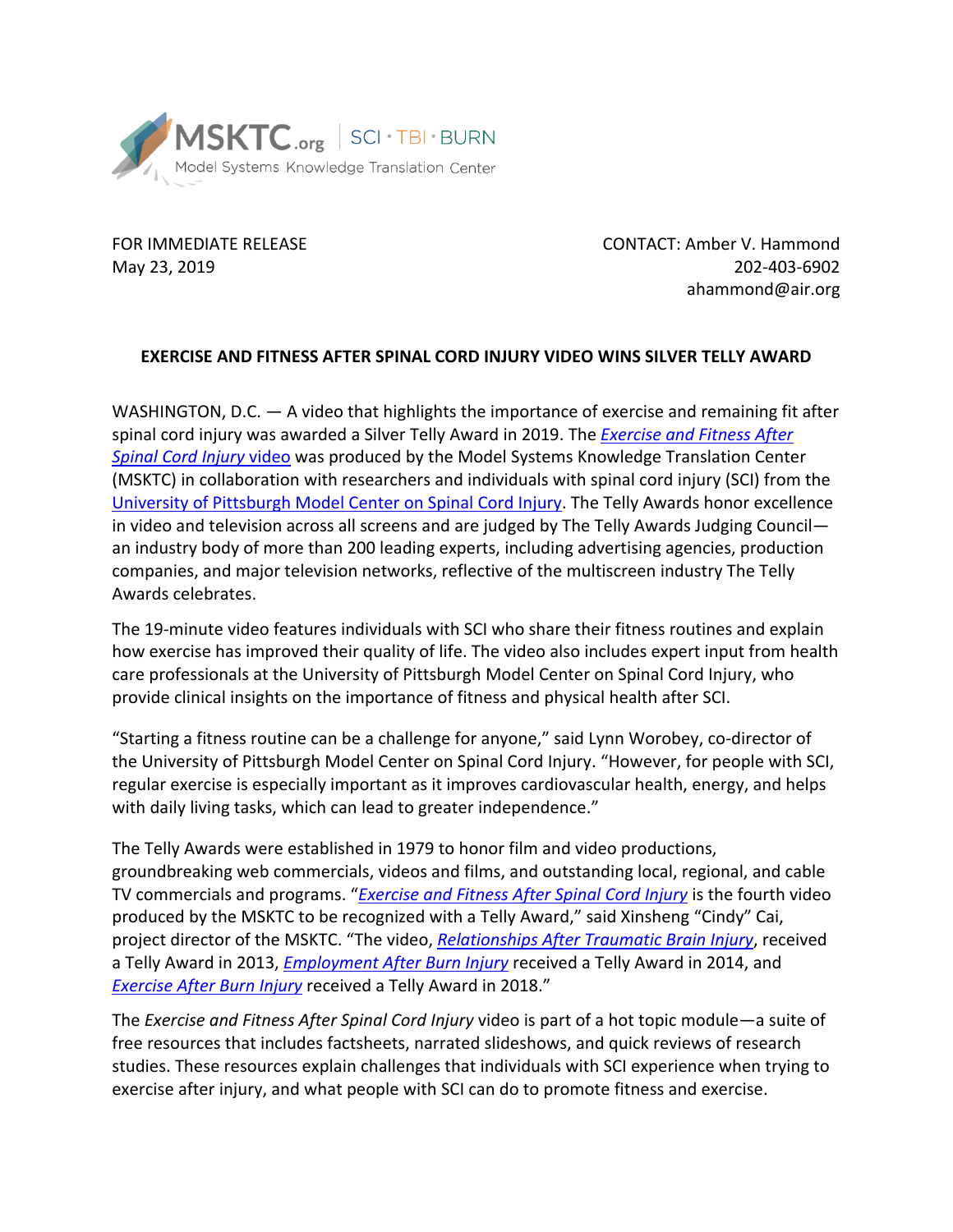MSKTC.org | SCI · TBI · BURN
Model Systems Knowledge Translation Center

FOR IMMEDIATE RELEASE
May 23, 2019

CONTACT: Amber V. Hammond
202-403-6902
ahammond@air.org

**EXERCISE AND FITNESS AFTER SPINAL CORD INJURY VIDEO WINS SILVER TELLY AWARD**

WASHINGTON, D.C. — A video that highlights the importance of exercise and remaining fit after spinal cord injury was awarded a Silver Telly Award in 2019. The *Exercise and Fitness After Spinal Cord Injury* video was produced by the Model Systems Knowledge Translation Center (MSKTC) in collaboration with researchers and individuals with spinal cord injury (SCI) from the University of Pittsburgh Model Center on Spinal Cord Injury. The Telly Awards honor excellence in video and television across all screens and are judged by The Telly Awards Judging Council—an industry body of more than 200 leading experts, including advertising agencies, production companies, and major television networks, reflective of the multiscreen industry The Telly Awards celebrates.

The 19-minute video features individuals with SCI who share their fitness routines and explain how exercise has improved their quality of life. The video also includes expert input from health care professionals at the University of Pittsburgh Model Center on Spinal Cord Injury, who provide clinical insights on the importance of fitness and physical health after SCI.

"Starting a fitness routine can be a challenge for anyone," said Lynn Worobey, co-director of the University of Pittsburgh Model Center on Spinal Cord Injury. "However, for people with SCI, regular exercise is especially important as it improves cardiovascular health, energy, and helps with daily living tasks, which can lead to greater independence."

The Telly Awards were established in 1979 to honor film and video productions, groundbreaking web commercials, videos and films, and outstanding local, regional, and cable TV commercials and programs. "*Exercise and Fitness After Spinal Cord Injury* is the fourth video produced by the MSKTC to be recognized with a Telly Award," said Xinsheng "Cindy" Cai, project director of the MSKTC. "The video, *Relationships After Traumatic Brain Injury*, received a Telly Award in 2013, *Employment After Burn Injury* received a Telly Award in 2014, and *Exercise After Burn Injury* received a Telly Award in 2018."

The *Exercise and Fitness After Spinal Cord Injury* video is part of a hot topic module—a suite of free resources that includes factsheets, narrated slideshows, and quick reviews of research studies. These resources explain challenges that individuals with SCI experience when trying to exercise after injury, and what people with SCI can do to promote fitness and exercise.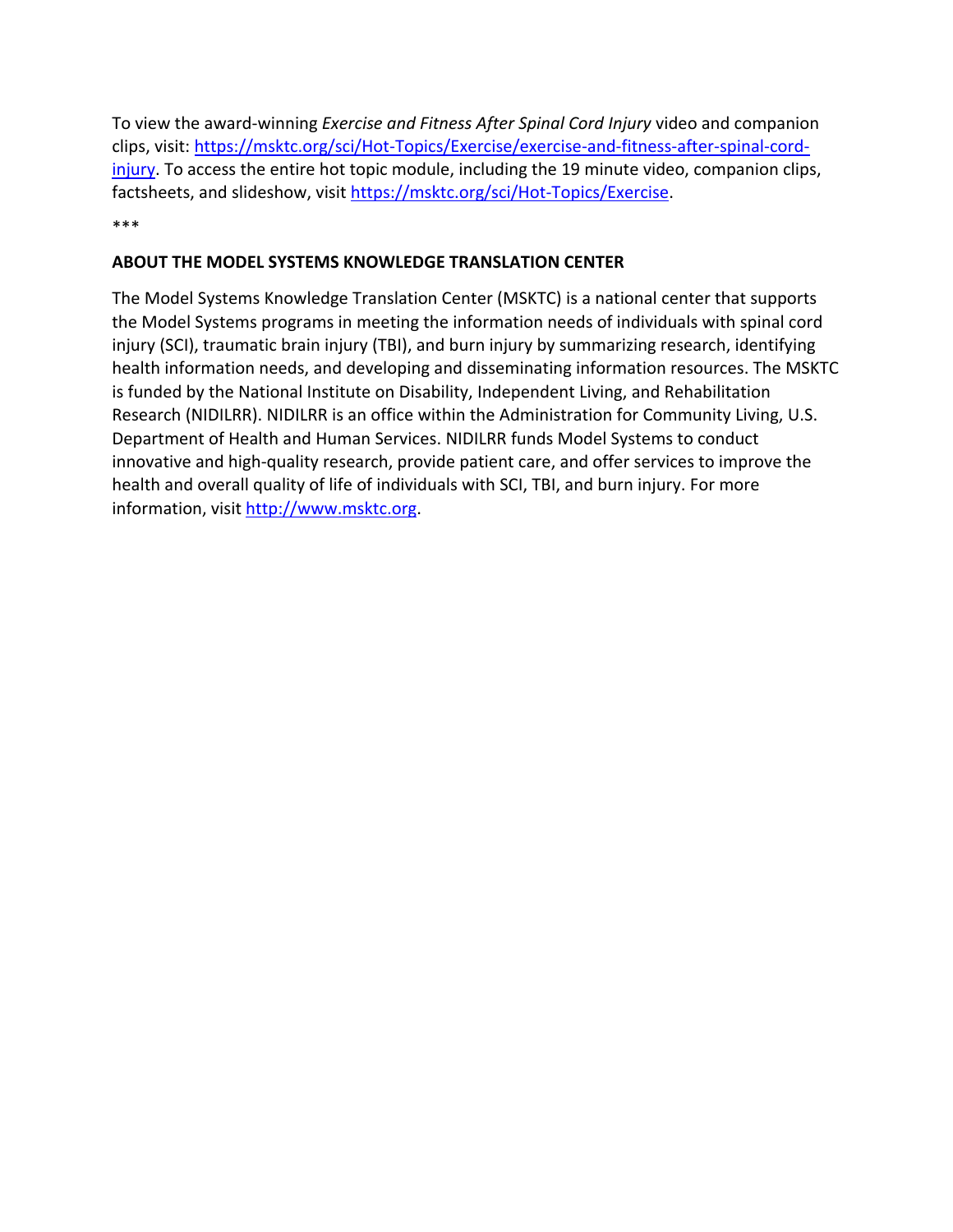To view the award-winning *Exercise and Fitness After Spinal Cord Injury* video and companion clips, visit: [https://msktc.org/sci/Hot-Topics/Exercise/exercise-and-fitness-after-spinal-cord-injury](https://msktc.org/sci/Hot-Topics/Exercise/exercise-and-fitness-after-spinal-cord-injury). To access the entire hot topic module, including the 19 minute video, companion clips, factsheets, and slideshow, visit [https://msktc.org/sci/Hot-Topics/Exercise](https://msktc.org/sci/Hot-Topics/Exercise).

***

**ABOUT THE MODEL SYSTEMS KNOWLEDGE TRANSLATION CENTER**

The Model Systems Knowledge Translation Center (MSKTC) is a national center that supports the Model Systems programs in meeting the information needs of individuals with spinal cord injury (SCI), traumatic brain injury (TBI), and burn injury by summarizing research, identifying health information needs, and developing and disseminating information resources. The MSKTC is funded by the National Institute on Disability, Independent Living, and Rehabilitation Research (NIDILRR). NIDILRR is an office within the Administration for Community Living, U.S. Department of Health and Human Services. NIDILRR funds Model Systems to conduct innovative and high-quality research, provide patient care, and offer services to improve the health and overall quality of life of individuals with SCI, TBI, and burn injury. For more information, visit [http://www.msktc.org](http://www.msktc.org).